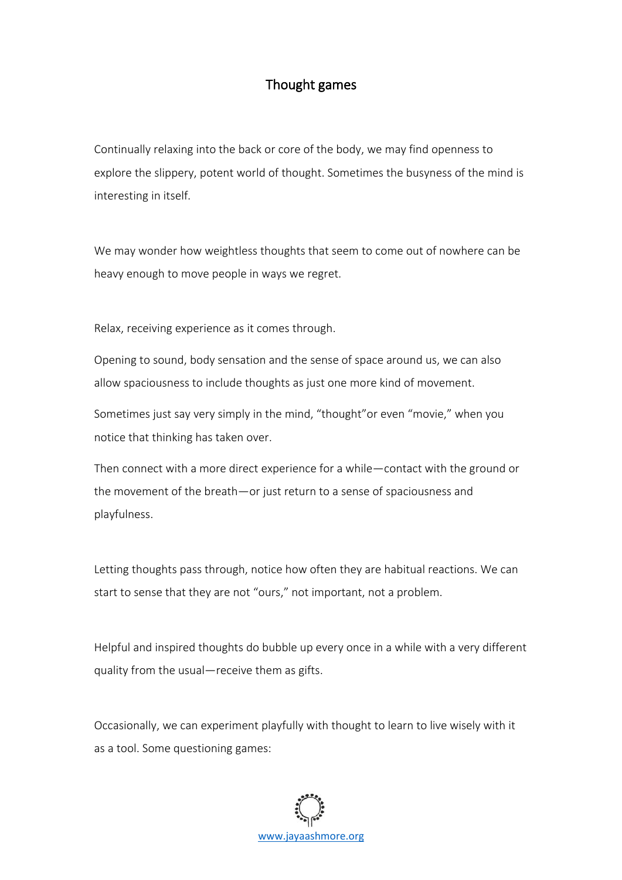# Thought games

Continually relaxing into the back or core of the body, we may find openness to explore the slippery, potent world of thought. Sometimes the busyness of the mind is interesting in itself.

We may wonder how weightless thoughts that seem to come out of nowhere can be heavy enough to move people in ways we regret.

Relax, receiving experience as it comes through.

Opening to sound, body sensation and the sense of space around us, we can also allow spaciousness to include thoughts as just one more kind of movement.

Sometimes just say very simply in the mind, "thought"or even "movie," when you notice that thinking has taken over.

Then connect with a more direct experience for a while—contact with the ground or the movement of the breath—or just return to a sense of spaciousness and playfulness.

Letting thoughts pass through, notice how often they are habitual reactions. We can start to sense that they are not "ours," not important, not a problem.

Helpful and inspired thoughts do bubble up every once in a while with a very different quality from the usual—receive them as gifts.

Occasionally, we can experiment playfully with thought to learn to live wisely with it as a tool. Some questioning games: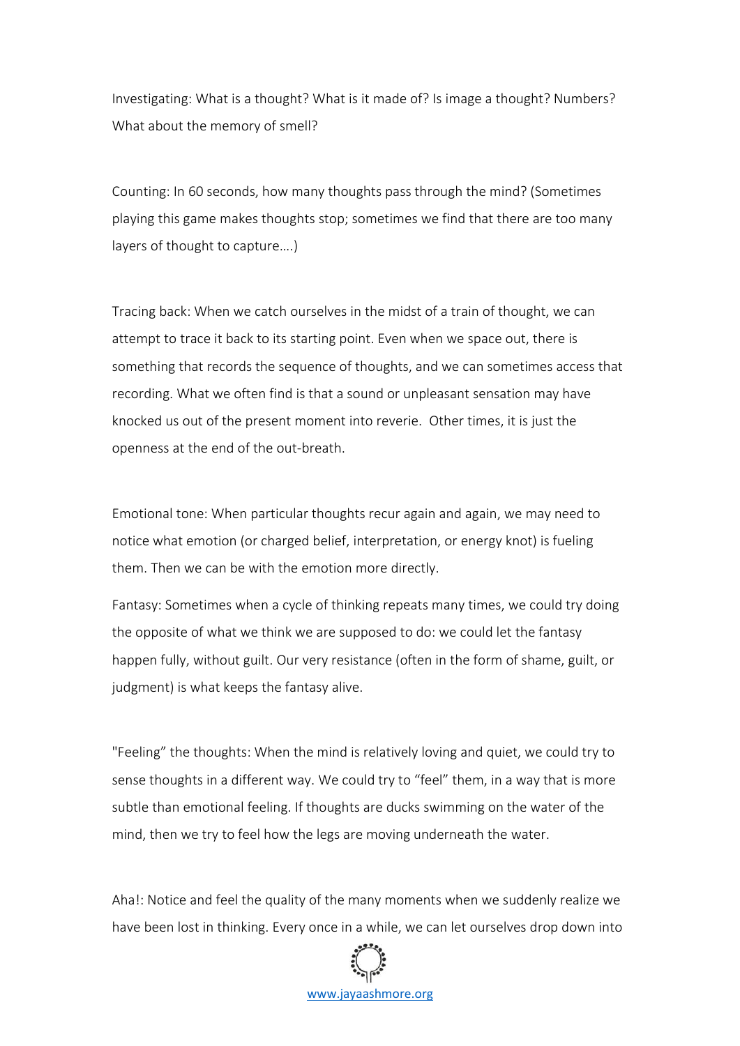Investigating: What is a thought? What is it made of? Is image a thought? Numbers? What about the memory of smell?

Counting: In 60 seconds, how many thoughts pass through the mind? (Sometimes playing this game makes thoughts stop; sometimes we find that there are too many layers of thought to capture….)

Tracing back: When we catch ourselves in the midst of a train of thought, we can attempt to trace it back to its starting point. Even when we space out, there is something that records the sequence of thoughts, and we can sometimes access that recording. What we often find is that a sound or unpleasant sensation may have knocked us out of the present moment into reverie. Other times, it is just the openness at the end of the out-breath.

Emotional tone: When particular thoughts recur again and again, we may need to notice what emotion (or charged belief, interpretation, or energy knot) is fueling them. Then we can be with the emotion more directly.

Fantasy: Sometimes when a cycle of thinking repeats many times, we could try doing the opposite of what we think we are supposed to do: we could let the fantasy happen fully, without guilt. Our very resistance (often in the form of shame, guilt, or judgment) is what keeps the fantasy alive.

"Feeling" the thoughts: When the mind is relatively loving and quiet, we could try to sense thoughts in a different way. We could try to "feel" them, in a way that is more subtle than emotional feeling. If thoughts are ducks swimming on the water of the mind, then we try to feel how the legs are moving underneath the water.

Aha!: Notice and feel the quality of the many moments when we suddenly realize we have been lost in thinking. Every once in a while, we can let ourselves drop down into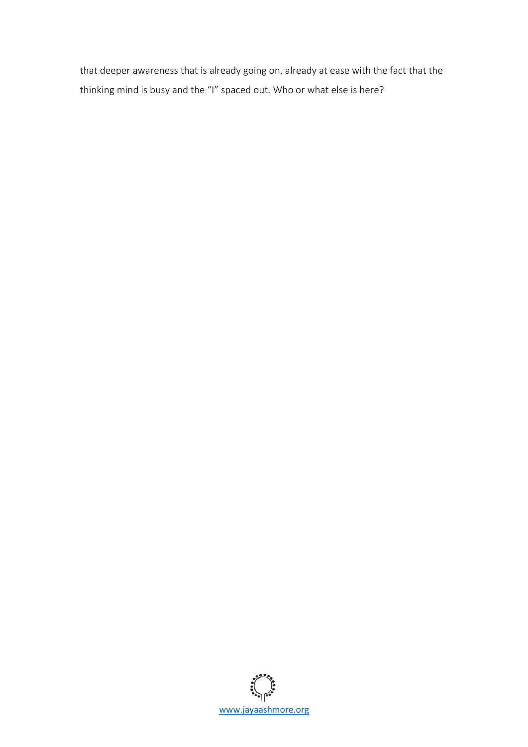that deeper awareness that is already going on, already at ease with the fact that the thinking mind is busy and the "I" spaced out. Who or what else is here?